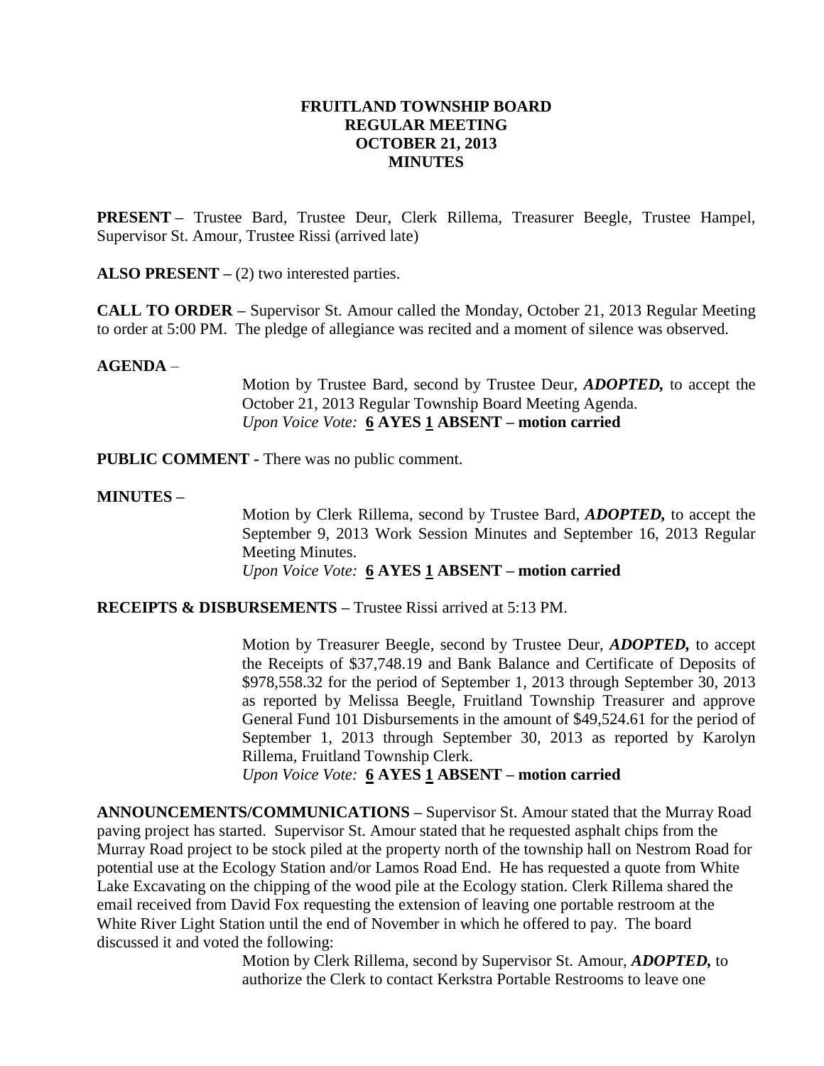# FRUITLAND TOWNSHIP BOARD
## REGULAR MEETING
## OCTOBER 21, 2013
## MINUTES

**PRESENT –** Trustee Bard, Trustee Deur, Clerk Rillema, Treasurer Beegle, Trustee Hampel, Supervisor St. Amour, Trustee Rissi (arrived late)

**ALSO PRESENT –** (2) two interested parties.

**CALL TO ORDER –** Supervisor St. Amour called the Monday, October 21, 2013 Regular Meeting to order at 5:00 PM. The pledge of allegiance was recited and a moment of silence was observed.

**AGENDA** –

> Motion by Trustee Bard, second by Trustee Deur, ***ADOPTED,*** to accept the October 21, 2013 Regular Township Board Meeting Agenda.
> *Upon Voice Vote:* **6 AYES 1 ABSENT – motion carried**

**PUBLIC COMMENT -** There was no public comment.

**MINUTES –**

> Motion by Clerk Rillema, second by Trustee Bard, ***ADOPTED,*** to accept the September 9, 2013 Work Session Minutes and September 16, 2013 Regular Meeting Minutes.
> *Upon Voice Vote:* **6 AYES 1 ABSENT – motion carried**

**RECEIPTS & DISBURSEMENTS –** Trustee Rissi arrived at 5:13 PM.

> Motion by Treasurer Beegle, second by Trustee Deur, ***ADOPTED,*** to accept the Receipts of $37,748.19 and Bank Balance and Certificate of Deposits of $978,558.32 for the period of September 1, 2013 through September 30, 2013 as reported by Melissa Beegle, Fruitland Township Treasurer and approve General Fund 101 Disbursements in the amount of $49,524.61 for the period of September 1, 2013 through September 30, 2013 as reported by Karolyn Rillema, Fruitland Township Clerk.
> *Upon Voice Vote:* **6 AYES 1 ABSENT – motion carried**

**ANNOUNCEMENTS/COMMUNICATIONS –** Supervisor St. Amour stated that the Murray Road paving project has started. Supervisor St. Amour stated that he requested asphalt chips from the Murray Road project to be stock piled at the property north of the township hall on Nestrom Road for potential use at the Ecology Station and/or Lamos Road End. He has requested a quote from White Lake Excavating on the chipping of the wood pile at the Ecology station. Clerk Rillema shared the email received from David Fox requesting the extension of leaving one portable restroom at the White River Light Station until the end of November in which he offered to pay. The board discussed it and voted the following:

> Motion by Clerk Rillema, second by Supervisor St. Amour, ***ADOPTED,*** to authorize the Clerk to contact Kerkstra Portable Restrooms to leave one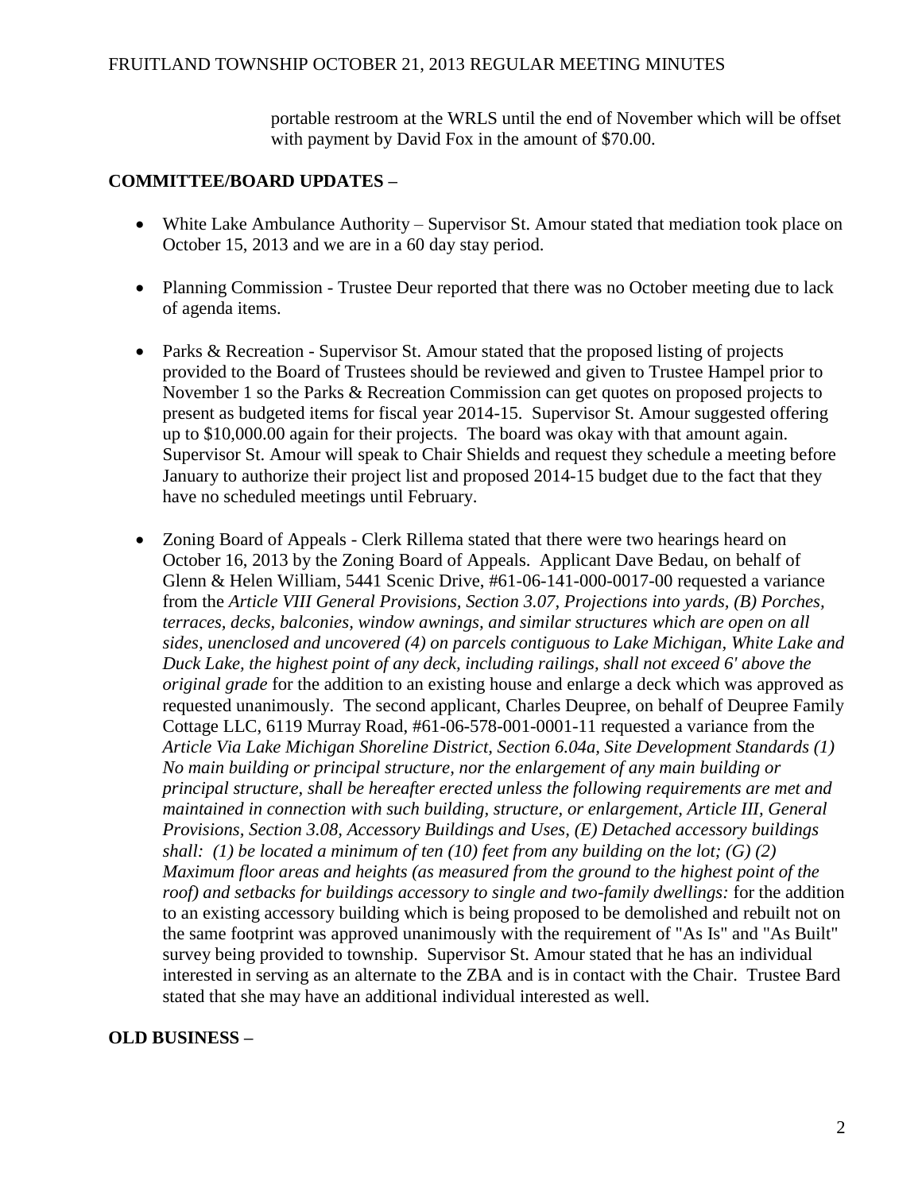portable restroom at the WRLS until the end of November which will be offset with payment by David Fox in the amount of $70.00.

**COMMITTEE/BOARD UPDATES –**

- White Lake Ambulance Authority – Supervisor St. Amour stated that mediation took place on October 15, 2013 and we are in a 60 day stay period.

- Planning Commission - Trustee Deur reported that there was no October meeting due to lack of agenda items.

- Parks & Recreation - Supervisor St. Amour stated that the proposed listing of projects provided to the Board of Trustees should be reviewed and given to Trustee Hampel prior to November 1 so the Parks & Recreation Commission can get quotes on proposed projects to present as budgeted items for fiscal year 2014-15. Supervisor St. Amour suggested offering up to $10,000.00 again for their projects. The board was okay with that amount again. Supervisor St. Amour will speak to Chair Shields and request they schedule a meeting before January to authorize their project list and proposed 2014-15 budget due to the fact that they have no scheduled meetings until February.

- Zoning Board of Appeals - Clerk Rillema stated that there were two hearings heard on October 16, 2013 by the Zoning Board of Appeals. Applicant Dave Bedau, on behalf of Glenn & Helen William, 5441 Scenic Drive, #61-06-141-000-0017-00 requested a variance from the *Article VIII General Provisions, Section 3.07, Projections into yards, (B) Porches, terraces, decks, balconies, window awnings, and similar structures which are open on all sides, unenclosed and uncovered (4) on parcels contiguous to Lake Michigan, White Lake and Duck Lake, the highest point of any deck, including railings, shall not exceed 6' above the original grade* for the addition to an existing house and enlarge a deck which was approved as requested unanimously. The second applicant, Charles Deupree, on behalf of Deupree Family Cottage LLC, 6119 Murray Road, #61-06-578-001-0001-11 requested a variance from the *Article Via Lake Michigan Shoreline District, Section 6.04a, Site Development Standards (1) No main building or principal structure, nor the enlargement of any main building or principal structure, shall be hereafter erected unless the following requirements are met and maintained in connection with such building, structure, or enlargement, Article III, General Provisions, Section 3.08, Accessory Buildings and Uses, (E) Detached accessory buildings shall: (1) be located a minimum of ten (10) feet from any building on the lot; (G) (2) Maximum floor areas and heights (as measured from the ground to the highest point of the roof) and setbacks for buildings accessory to single and two-family dwellings:* for the addition to an existing accessory building which is being proposed to be demolished and rebuilt not on the same footprint was approved unanimously with the requirement of "As Is" and "As Built" survey being provided to township. Supervisor St. Amour stated that he has an individual interested in serving as an alternate to the ZBA and is in contact with the Chair. Trustee Bard stated that she may have an additional individual interested as well.

**OLD BUSINESS –**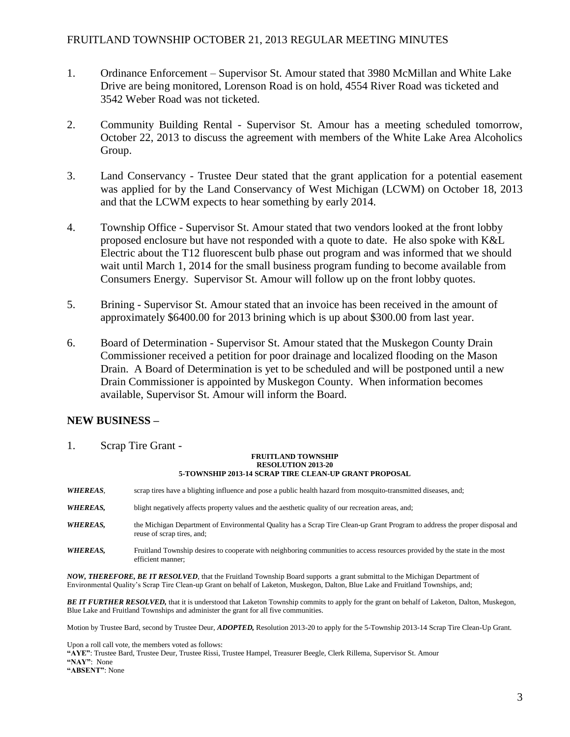1. Ordinance Enforcement – Supervisor St. Amour stated that 3980 McMillan and White Lake Drive are being monitored, Lorenson Road is on hold, 4554 River Road was ticketed and 3542 Weber Road was not ticketed.

2. Community Building Rental - Supervisor St. Amour has a meeting scheduled tomorrow, October 22, 2013 to discuss the agreement with members of the White Lake Area Alcoholics Group.

3. Land Conservancy - Trustee Deur stated that the grant application for a potential easement was applied for by the Land Conservancy of West Michigan (LCWM) on October 18, 2013 and that the LCWM expects to hear something by early 2014.

4. Township Office - Supervisor St. Amour stated that two vendors looked at the front lobby proposed enclosure but have not responded with a quote to date. He also spoke with K&L Electric about the T12 fluorescent bulb phase out program and was informed that we should wait until March 1, 2014 for the small business program funding to become available from Consumers Energy. Supervisor St. Amour will follow up on the front lobby quotes.

5. Brining - Supervisor St. Amour stated that an invoice has been received in the amount of approximately $6400.00 for 2013 brining which is up about $300.00 from last year.

6. Board of Determination - Supervisor St. Amour stated that the Muskegon County Drain Commissioner received a petition for poor drainage and localized flooding on the Mason Drain. A Board of Determination is yet to be scheduled and will be postponed until a new Drain Commissioner is appointed by Muskegon County. When information becomes available, Supervisor St. Amour will inform the Board.

## NEW BUSINESS –

1. Scrap Tire Grant -

**FRUITLAND TOWNSHIP**
**RESOLUTION 2013-20**
**5-TOWNSHIP 2013-14 SCRAP TIRE CLEAN-UP GRANT PROPOSAL**

***WHEREAS***, scrap tires have a blighting influence and pose a public health hazard from mosquito-transmitted diseases, and;

***WHEREAS,*** blight negatively affects property values and the aesthetic quality of our recreation areas, and;

***WHEREAS,*** the Michigan Department of Environmental Quality has a Scrap Tire Clean-up Grant Program to address the proper disposal and reuse of scrap tires, and;

***WHEREAS,*** Fruitland Township desires to cooperate with neighboring communities to access resources provided by the state in the most efficient manner;

***NOW, THEREFORE, BE IT RESOLVED***, that the Fruitland Township Board supports a grant submittal to the Michigan Department of Environmental Quality's Scrap Tire Clean-up Grant on behalf of Laketon, Muskegon, Dalton, Blue Lake and Fruitland Townships, and;

***BE IT FURTHER RESOLVED,*** that it is understood that Laketon Township commits to apply for the grant on behalf of Laketon, Dalton, Muskegon, Blue Lake and Fruitland Townships and administer the grant for all five communities.

Motion by Trustee Bard, second by Trustee Deur, ***ADOPTED,*** Resolution 2013-20 to apply for the 5-Township 2013-14 Scrap Tire Clean-Up Grant.

Upon a roll call vote, the members voted as follows:
**"AYE"**: Trustee Bard, Trustee Deur, Trustee Rissi, Trustee Hampel, Treasurer Beegle, Clerk Rillema, Supervisor St. Amour
**"NAY"**: None
**"ABSENT"**: None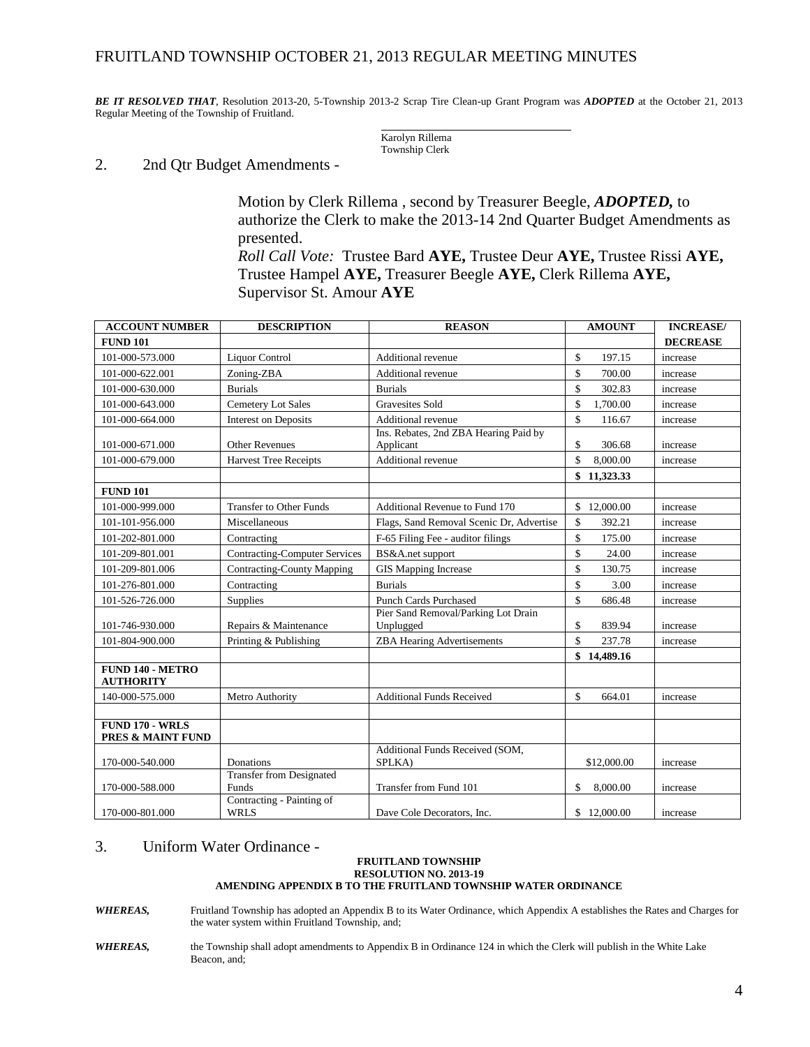***BE IT RESOLVED THAT***, Resolution 2013-20, 5-Township 2013-2 Scrap Tire Clean-up Grant Program was ***ADOPTED*** at the October 21, 2013 Regular Meeting of the Township of Fruitland.

Karolyn Rillema
Township Clerk

## 2. 2nd Qtr Budget Amendments -

Motion by Clerk Rillema , second by Treasurer Beegle, ***ADOPTED,*** to authorize the Clerk to make the 2013-14 2nd Quarter Budget Amendments as presented.
*Roll Call Vote:* Trustee Bard **AYE,** Trustee Deur **AYE,** Trustee Rissi **AYE,** Trustee Hampel **AYE,** Treasurer Beegle **AYE,** Clerk Rillema **AYE,** Supervisor St. Amour **AYE**

| ACCOUNT NUMBER | DESCRIPTION | REASON | AMOUNT | INCREASE/ |
|---|---|---|---|---|
| **FUND 101** | | | | **DECREASE** |
| 101-000-573.000 | Liquor Control | Additional revenue | $ 197.15 | increase |
| 101-000-622.001 | Zoning-ZBA | Additional revenue | $ 700.00 | increase |
| 101-000-630.000 | Burials | Burials | $ 302.83 | increase |
| 101-000-643.000 | Cemetery Lot Sales | Gravesites Sold | $ 1,700.00 | increase |
| 101-000-664.000 | Interest on Deposits | Additional revenue | $ 116.67 | increase |
| 101-000-671.000 | Other Revenues | Ins. Rebates, 2nd ZBA Hearing Paid by Applicant | $ 306.68 | increase |
| 101-000-679.000 | Harvest Tree Receipts | Additional revenue | $ 8,000.00 | increase |
| | | | **$ 11,323.33** | |
| **FUND 101** | | | | |
| 101-000-999.000 | Transfer to Other Funds | Additional Revenue to Fund 170 | $ 12,000.00 | increase |
| 101-101-956.000 | Miscellaneous | Flags, Sand Removal Scenic Dr, Advertise | $ 392.21 | increase |
| 101-202-801.000 | Contracting | F-65 Filing Fee - auditor filings | $ 175.00 | increase |
| 101-209-801.001 | Contracting-Computer Services | BS&A.net support | $ 24.00 | increase |
| 101-209-801.006 | Contracting-County Mapping | GIS Mapping Increase | $ 130.75 | increase |
| 101-276-801.000 | Contracting | Burials | $ 3.00 | increase |
| 101-526-726.000 | Supplies | Punch Cards Purchased | $ 686.48 | increase |
| 101-746-930.000 | Repairs & Maintenance | Pier Sand Removal/Parking Lot Drain Unplugged | $ 839.94 | increase |
| 101-804-900.000 | Printing & Publishing | ZBA Hearing Advertisements | $ 237.78 | increase |
| | | | **$ 14,489.16** | |
| **FUND 140 - METRO AUTHORITY** | | | | |
| 140-000-575.000 | Metro Authority | Additional Funds Received | $ 664.01 | increase |
| | | | | |
| **FUND 170 - WRLS PRES & MAINT FUND** | | | | |
| 170-000-540.000 | Donations | Additional Funds Received (SOM, SPLKA) | $12,000.00 | increase |
| 170-000-588.000 | Transfer from Designated Funds | Transfer from Fund 101 | $ 8,000.00 | increase |
| 170-000-801.000 | Contracting - Painting of WRLS | Dave Cole Decorators, Inc. | $ 12,000.00 | increase |

## 3. Uniform Water Ordinance -

**FRUITLAND TOWNSHIP**
**RESOLUTION NO. 2013-19**
**AMENDING APPENDIX B TO THE FRUITLAND TOWNSHIP WATER ORDINANCE**

***WHEREAS,*** Fruitland Township has adopted an Appendix B to its Water Ordinance, which Appendix A establishes the Rates and Charges for the water system within Fruitland Township, and;

***WHEREAS,*** the Township shall adopt amendments to Appendix B in Ordinance 124 in which the Clerk will publish in the White Lake Beacon, and;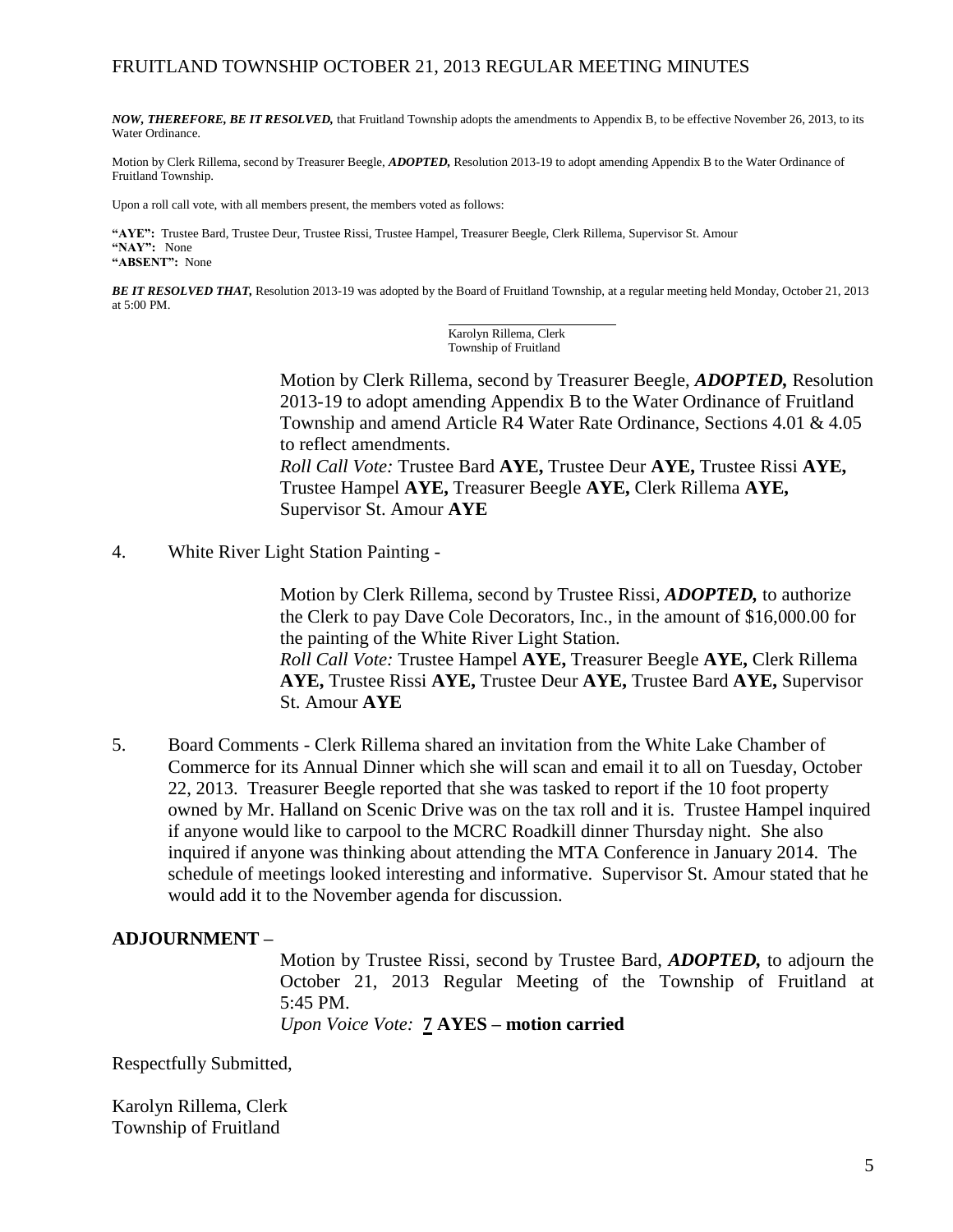***NOW, THEREFORE, BE IT RESOLVED,*** that Fruitland Township adopts the amendments to Appendix B, to be effective November 26, 2013, to its Water Ordinance.

Motion by Clerk Rillema, second by Treasurer Beegle, ***ADOPTED,*** Resolution 2013-19 to adopt amending Appendix B to the Water Ordinance of Fruitland Township.

Upon a roll call vote, with all members present, the members voted as follows:

**"AYE":** Trustee Bard, Trustee Deur, Trustee Rissi, Trustee Hampel, Treasurer Beegle, Clerk Rillema, Supervisor St. Amour
**"NAY":** None
**"ABSENT":** None

***BE IT RESOLVED THAT,*** Resolution 2013-19 was adopted by the Board of Fruitland Township, at a regular meeting held Monday, October 21, 2013 at 5:00 PM.

\_\_\_\_\_\_\_\_\_\_\_\_\_\_\_\_\_\_\_\_\_\_\_\_\_\_\_\_
Karolyn Rillema, Clerk
Township of Fruitland

Motion by Clerk Rillema, second by Treasurer Beegle, ***ADOPTED,*** Resolution 2013-19 to adopt amending Appendix B to the Water Ordinance of Fruitland Township and amend Article R4 Water Rate Ordinance, Sections 4.01 & 4.05 to reflect amendments.
*Roll Call Vote:* Trustee Bard **AYE,** Trustee Deur **AYE,** Trustee Rissi **AYE,** Trustee Hampel **AYE,** Treasurer Beegle **AYE,** Clerk Rillema **AYE,** Supervisor St. Amour **AYE**

4. White River Light Station Painting -

Motion by Clerk Rillema, second by Trustee Rissi, ***ADOPTED,*** to authorize the Clerk to pay Dave Cole Decorators, Inc., in the amount of $16,000.00 for the painting of the White River Light Station.
*Roll Call Vote:* Trustee Hampel **AYE,** Treasurer Beegle **AYE,** Clerk Rillema **AYE,** Trustee Rissi **AYE,** Trustee Deur **AYE,** Trustee Bard **AYE,** Supervisor St. Amour **AYE**

5. Board Comments - Clerk Rillema shared an invitation from the White Lake Chamber of Commerce for its Annual Dinner which she will scan and email it to all on Tuesday, October 22, 2013. Treasurer Beegle reported that she was tasked to report if the 10 foot property owned by Mr. Halland on Scenic Drive was on the tax roll and it is. Trustee Hampel inquired if anyone would like to carpool to the MCRC Roadkill dinner Thursday night. She also inquired if anyone was thinking about attending the MTA Conference in January 2014. The schedule of meetings looked interesting and informative. Supervisor St. Amour stated that he would add it to the November agenda for discussion.

**ADJOURNMENT –**

Motion by Trustee Rissi, second by Trustee Bard, ***ADOPTED,*** to adjourn the October 21, 2013 Regular Meeting of the Township of Fruitland at 5:45 PM.
*Upon Voice Vote:* **7 AYES – motion carried**

Respectfully Submitted,

Karolyn Rillema, Clerk
Township of Fruitland